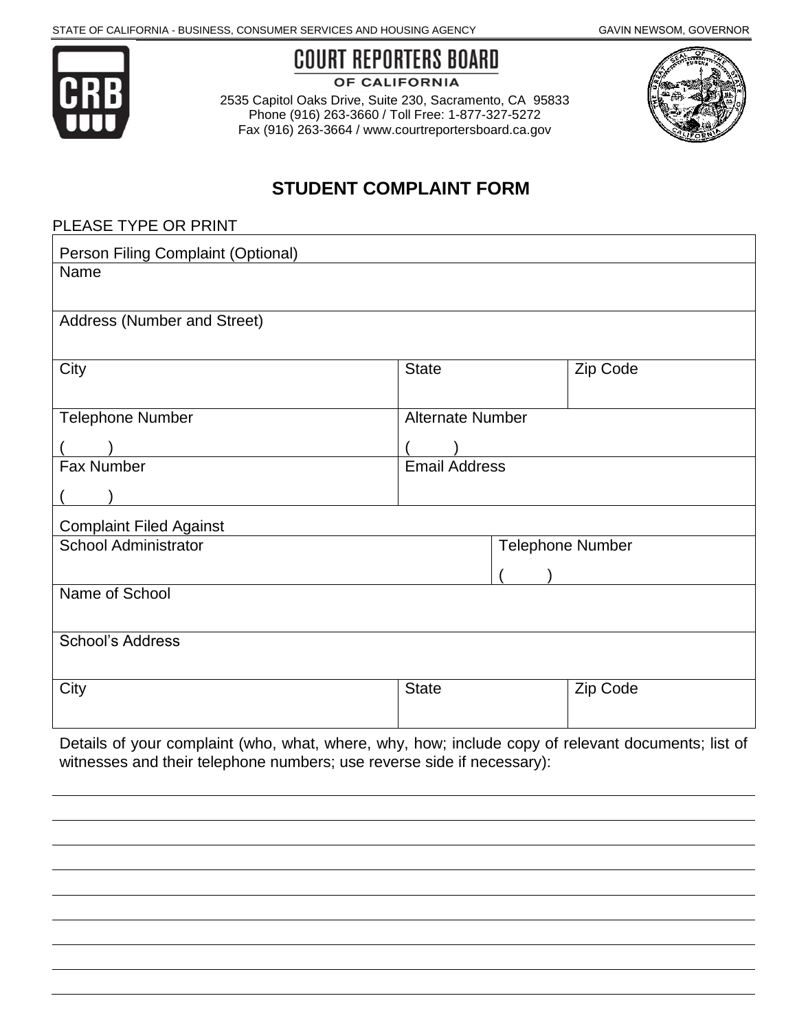STATE OF CALIFORNIA - BUSINESS, CONSUMER SERVICES AND HOUSING AGENCY GAVIN NEWSOM, GOVERNOR

# COURT REPORTERS BOARD OF CALIFORNIA

2535 Capitol Oaks Drive, Suite 230, Sacramento, CA 95833
Phone (916) 263-3660 / Toll Free: 1-877-327-5272
Fax (916) 263-3664 / www.courtreportersboard.ca.gov

## STUDENT COMPLAINT FORM

PLEASE TYPE OR PRINT

| Person Filing Complaint (Optional) | | |
|---|---|---|
| Name | | |
| Address (Number and Street) | | |
| City | State | Zip Code |
| Telephone Number ( ) | Alternate Number ( ) | |
| Fax Number ( ) | Email Address | |

| Complaint Filed Against | | |
|---|---|---|
| School Administrator | Telephone Number ( ) | |
| Name of School | | |
| School's Address | | |
| City | State | Zip Code |

Details of your complaint (who, what, where, why, how; include copy of relevant documents; list of witnesses and their telephone numbers; use reverse side if necessary):

______________________________________________________________________

______________________________________________________________________

______________________________________________________________________

______________________________________________________________________

______________________________________________________________________

______________________________________________________________________

______________________________________________________________________

______________________________________________________________________

______________________________________________________________________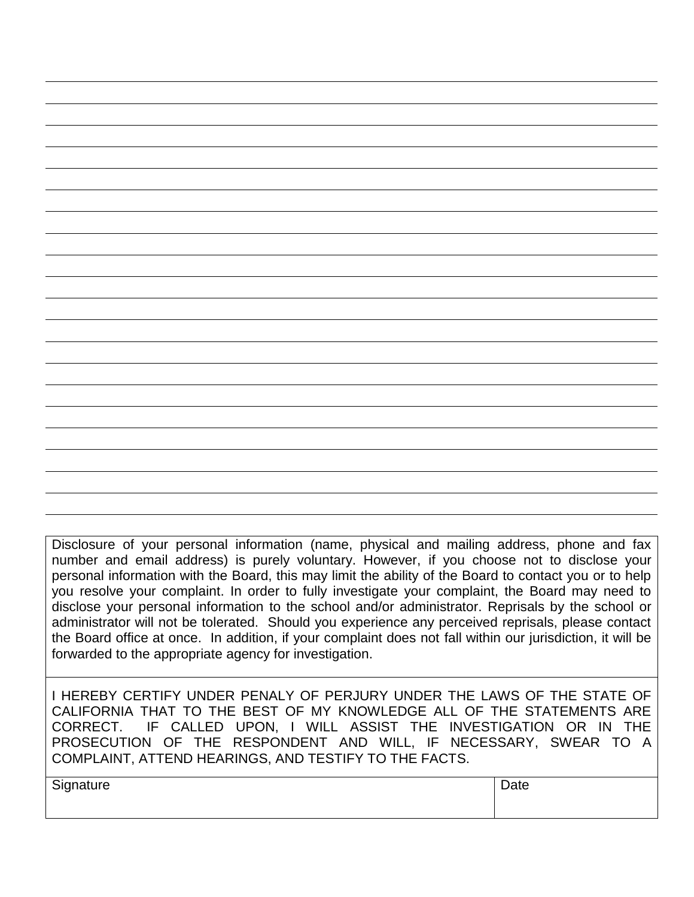Disclosure of your personal information (name, physical and mailing address, phone and fax number and email address) is purely voluntary. However, if you choose not to disclose your personal information with the Board, this may limit the ability of the Board to contact you or to help you resolve your complaint. In order to fully investigate your complaint, the Board may need to disclose your personal information to the school and/or administrator. Reprisals by the school or administrator will not be tolerated. Should you experience any perceived reprisals, please contact the Board office at once. In addition, if your complaint does not fall within our jurisdiction, it will be forwarded to the appropriate agency for investigation.

I HEREBY CERTIFY UNDER PENALY OF PERJURY UNDER THE LAWS OF THE STATE OF CALIFORNIA THAT TO THE BEST OF MY KNOWLEDGE ALL OF THE STATEMENTS ARE CORRECT. IF CALLED UPON, I WILL ASSIST THE INVESTIGATION OR IN THE PROSECUTION OF THE RESPONDENT AND WILL, IF NECESSARY, SWEAR TO A COMPLAINT, ATTEND HEARINGS, AND TESTIFY TO THE FACTS.

| Signature | Date |
|---|---|
| | |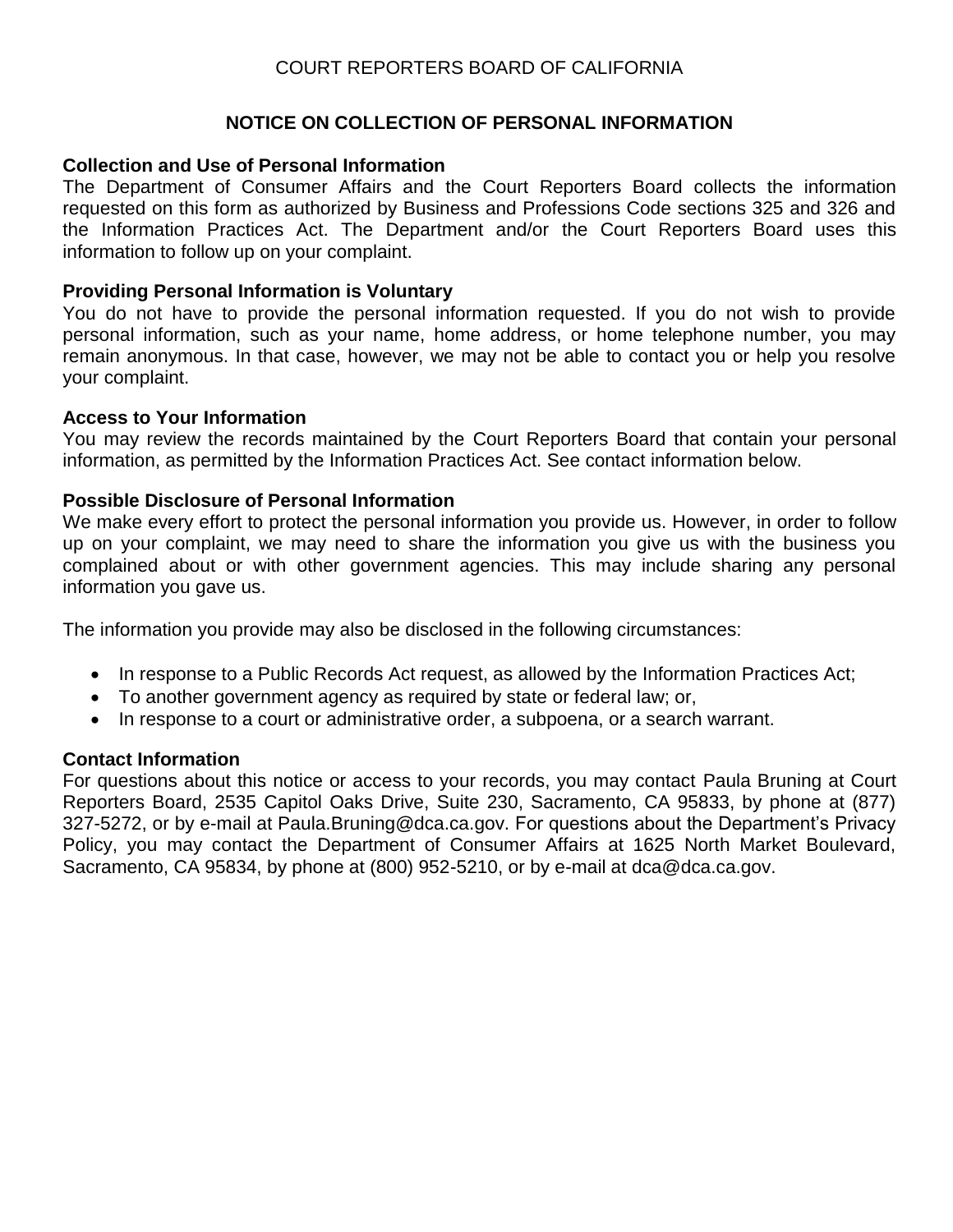COURT REPORTERS BOARD OF CALIFORNIA

# NOTICE ON COLLECTION OF PERSONAL INFORMATION

**Collection and Use of Personal Information**
The Department of Consumer Affairs and the Court Reporters Board collects the information requested on this form as authorized by Business and Professions Code sections 325 and 326 and the Information Practices Act. The Department and/or the Court Reporters Board uses this information to follow up on your complaint.

**Providing Personal Information is Voluntary**
You do not have to provide the personal information requested. If you do not wish to provide personal information, such as your name, home address, or home telephone number, you may remain anonymous. In that case, however, we may not be able to contact you or help you resolve your complaint.

**Access to Your Information**
You may review the records maintained by the Court Reporters Board that contain your personal information, as permitted by the Information Practices Act. See contact information below.

**Possible Disclosure of Personal Information**
We make every effort to protect the personal information you provide us. However, in order to follow up on your complaint, we may need to share the information you give us with the business you complained about or with other government agencies. This may include sharing any personal information you gave us.

The information you provide may also be disclosed in the following circumstances:

- In response to a Public Records Act request, as allowed by the Information Practices Act;
- To another government agency as required by state or federal law; or,
- In response to a court or administrative order, a subpoena, or a search warrant.

**Contact Information**
For questions about this notice or access to your records, you may contact Paula Bruning at Court Reporters Board, 2535 Capitol Oaks Drive, Suite 230, Sacramento, CA 95833, by phone at (877) 327-5272, or by e-mail at Paula.Bruning@dca.ca.gov. For questions about the Department's Privacy Policy, you may contact the Department of Consumer Affairs at 1625 North Market Boulevard, Sacramento, CA 95834, by phone at (800) 952-5210, or by e-mail at dca@dca.ca.gov.